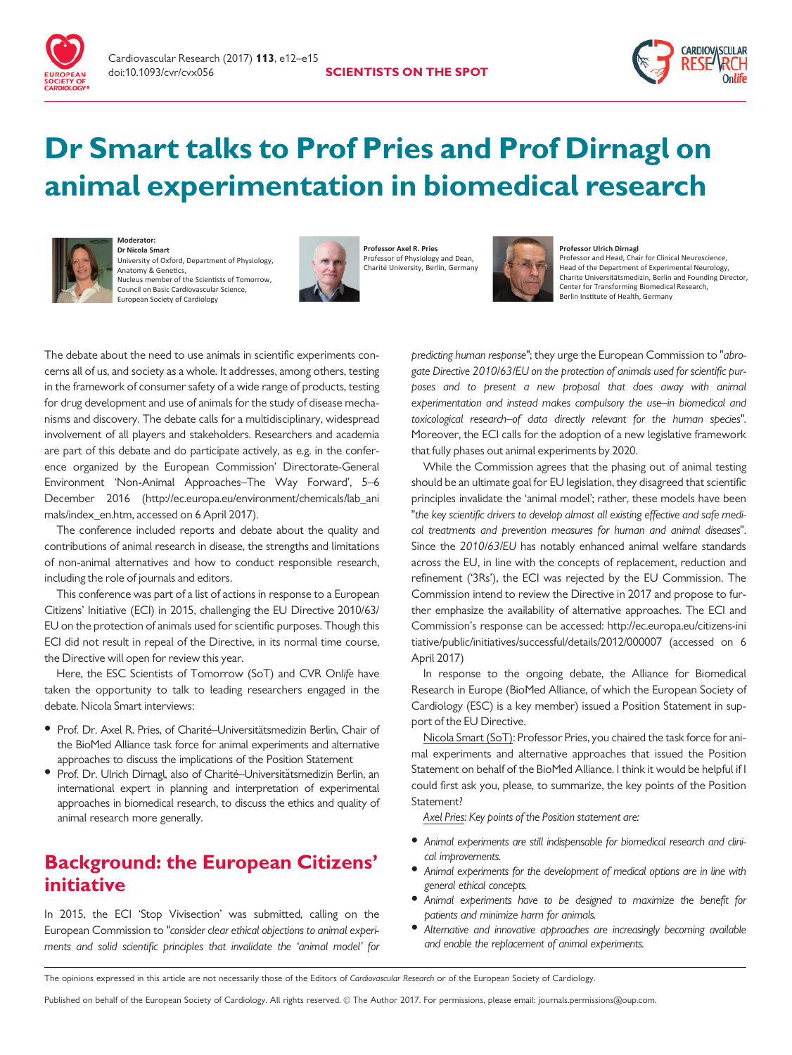# Dr Smart talks to Prof Pries and Prof Dirnagl on animal experimentation in biomedical research

**Moderator:**
**Dr Nicola Smart**
University of Oxford, Department of Physiology, Anatomy & Genetics,
Nucleus member of the Scientists of Tomorrow, Council on Basic Cardiovascular Science, European Society of Cardiology

**Professor Axel R. Pries**
Professor of Physiology and Dean, Charité University, Berlin, Germany

**Professor Ulrich Dirnagl**
Professor and Head, Chair for Clinical Neuroscience, Head of the Department of Experimental Neurology, Charite Universitätsmedizin, Berlin and Founding Director, Center for Transforming Biomedical Research, Berlin Institute of Health, Germany

The debate about the need to use animals in scientific experiments concerns all of us, and society as a whole. It addresses, among others, testing in the framework of consumer safety of a wide range of products, testing for drug development and use of animals for the study of disease mechanisms and discovery. The debate calls for a multidisciplinary, widespread involvement of all players and stakeholders. Researchers and academia are part of this debate and do participate actively, as e.g. in the conference organized by the European Commission' Directorate-General Environment 'Non-Animal Approaches–The Way Forward', 5–6 December 2016 (http://ec.europa.eu/environment/chemicals/lab_animals/index_en.htm, accessed on 6 April 2017).

The conference included reports and debate about the quality and contributions of animal research in disease, the strengths and limitations of non-animal alternatives and how to conduct responsible research, including the role of journals and editors.

This conference was part of a list of actions in response to a European Citizens' Initiative (ECI) in 2015, challenging the EU Directive 2010/63/EU on the protection of animals used for scientific purposes. Though this ECI did not result in repeal of the Directive, in its normal time course, the Directive will open for review this year.

Here, the ESC Scientists of Tomorrow (SoT) and CVR On*life* have taken the opportunity to talk to leading researchers engaged in the debate. Nicola Smart interviews:

- Prof. Dr. Axel R. Pries, of Charité–Universitätsmedizin Berlin, Chair of the BioMed Alliance task force for animal experiments and alternative approaches to discuss the implications of the Position Statement
- Prof. Dr. Ulrich Dirnagl, also of Charité–Universitätsmedizin Berlin, an international expert in planning and interpretation of experimental approaches in biomedical research, to discuss the ethics and quality of animal research more generally.

## Background: the European Citizens' initiative

In 2015, the ECI 'Stop Vivisection' was submitted, calling on the European Commission to "*consider clear ethical objections to animal experiments and solid scientific principles that invalidate the 'animal model' for predicting human response*"; they urge the European Commission to "*abrogate Directive 2010/63/EU on the protection of animals used for scientific purposes and to present a new proposal that does away with animal experimentation and instead makes compulsory the use–in biomedical and toxicological research–of data directly relevant for the human species*". Moreover, the ECI calls for the adoption of a new legislative framework that fully phases out animal experiments by 2020.

While the Commission agrees that the phasing out of animal testing should be an ultimate goal for EU legislation, they disagreed that scientific principles invalidate the 'animal model'; rather, these models have been "*the key scientific drivers to develop almost all existing effective and safe medical treatments and prevention measures for human and animal diseases*". Since the *2010/63/EU* has notably enhanced animal welfare standards across the EU, in line with the concepts of replacement, reduction and refinement ('3Rs'), the ECI was rejected by the EU Commission. The Commission intend to review the Directive in 2017 and propose to further emphasize the availability of alternative approaches. The ECI and Commission's response can be accessed: http://ec.europa.eu/citizens-initiative/public/initiatives/successful/details/2012/000007 (accessed on 6 April 2017)

In response to the ongoing debate, the Alliance for Biomedical Research in Europe (BioMed Alliance, of which the European Society of Cardiology (ESC) is a key member) issued a Position Statement in support of the EU Directive.

Nicola Smart (SoT): Professor Pries, you chaired the task force for animal experiments and alternative approaches that issued the Position Statement on behalf of the BioMed Alliance. I think it would be helpful if I could first ask you, please, to summarize, the key points of the Position Statement?

*Axel Pries: Key points of the Position statement are:*

- *Animal experiments are still indispensable for biomedical research and clinical improvements.*
- *Animal experiments for the development of medical options are in line with general ethical concepts.*
- *Animal experiments have to be designed to maximize the benefit for patients and minimize harm for animals.*
- *Alternative and innovative approaches are increasingly becoming available and enable the replacement of animal experiments.*

The opinions expressed in this article are not necessarily those of the Editors of *Cardiovascular Research* or of the European Society of Cardiology.

Published on behalf of the European Society of Cardiology. All rights reserved. © The Author 2017. For permissions, please email: journals.permissions@oup.com.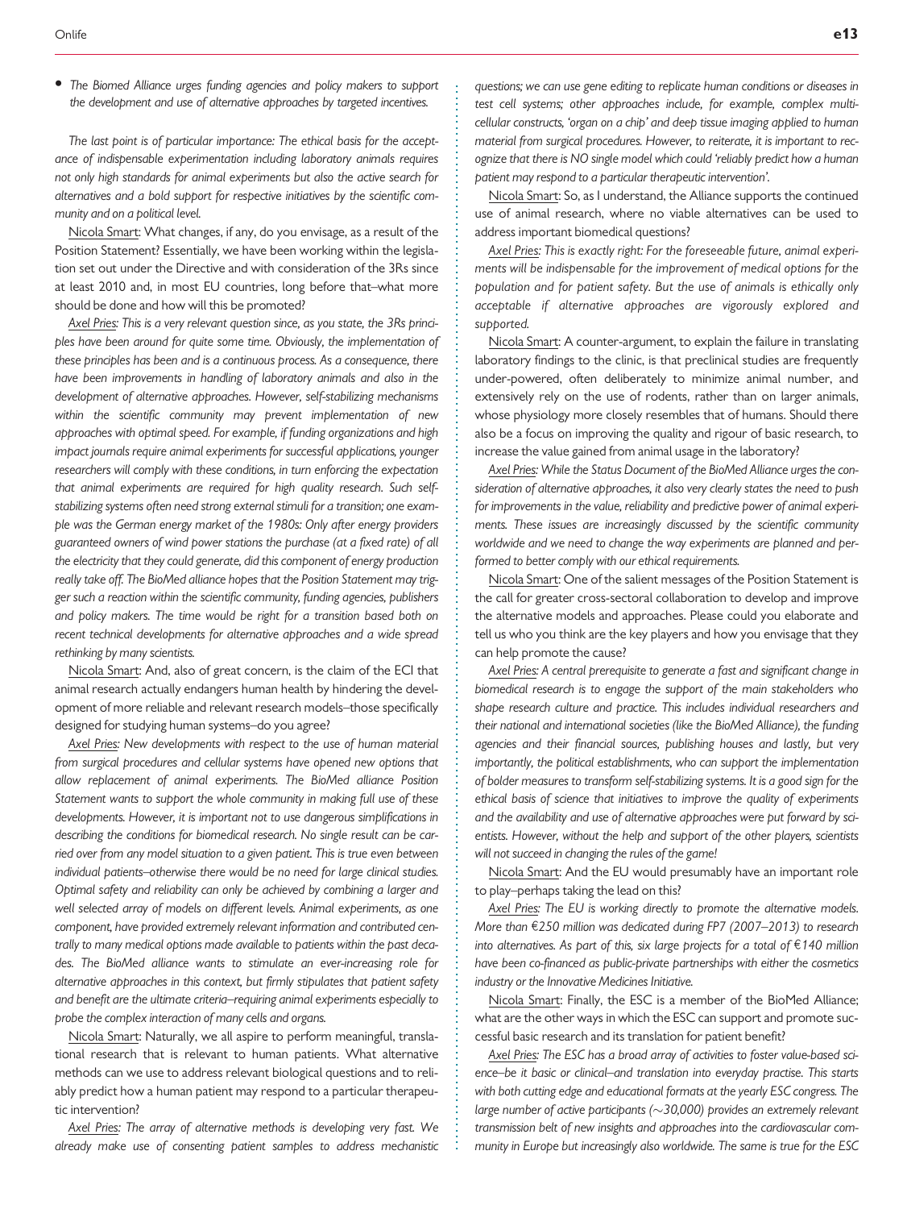- *The Biomed Alliance urges funding agencies and policy makers to support the development and use of alternative approaches by targeted incentives.*

*The last point is of particular importance: The ethical basis for the acceptance of indispensable experimentation including laboratory animals requires not only high standards for animal experiments but also the active search for alternatives and a bold support for respective initiatives by the scientific community and on a political level.*

Nicola Smart: What changes, if any, do you envisage, as a result of the Position Statement? Essentially, we have been working within the legislation set out under the Directive and with consideration of the 3Rs since at least 2010 and, in most EU countries, long before that–what more should be done and how will this be promoted?

*Axel Pries: This is a very relevant question since, as you state, the 3Rs principles have been around for quite some time. Obviously, the implementation of these principles has been and is a continuous process. As a consequence, there have been improvements in handling of laboratory animals and also in the development of alternative approaches. However, self-stabilizing mechanisms within the scientific community may prevent implementation of new approaches with optimal speed. For example, if funding organizations and high impact journals require animal experiments for successful applications, younger researchers will comply with these conditions, in turn enforcing the expectation that animal experiments are required for high quality research. Such self-stabilizing systems often need strong external stimuli for a transition; one example was the German energy market of the 1980s: Only after energy providers guaranteed owners of wind power stations the purchase (at a fixed rate) of all the electricity that they could generate, did this component of energy production really take off. The BioMed alliance hopes that the Position Statement may trigger such a reaction within the scientific community, funding agencies, publishers and policy makers. The time would be right for a transition based both on recent technical developments for alternative approaches and a wide spread rethinking by many scientists.*

Nicola Smart: And, also of great concern, is the claim of the ECI that animal research actually endangers human health by hindering the development of more reliable and relevant research models–those specifically designed for studying human systems–do you agree?

*Axel Pries: New developments with respect to the use of human material from surgical procedures and cellular systems have opened new options that allow replacement of animal experiments. The BioMed alliance Position Statement wants to support the whole community in making full use of these developments. However, it is important not to use dangerous simplifications in describing the conditions for biomedical research. No single result can be carried over from any model situation to a given patient. This is true even between individual patients–otherwise there would be no need for large clinical studies. Optimal safety and reliability can only be achieved by combining a larger and well selected array of models on different levels. Animal experiments, as one component, have provided extremely relevant information and contributed centrally to many medical options made available to patients within the past decades. The BioMed alliance wants to stimulate an ever-increasing role for alternative approaches in this context, but firmly stipulates that patient safety and benefit are the ultimate criteria–requiring animal experiments especially to probe the complex interaction of many cells and organs.*

Nicola Smart: Naturally, we all aspire to perform meaningful, translational research that is relevant to human patients. What alternative methods can we use to address relevant biological questions and to reliably predict how a human patient may respond to a particular therapeutic intervention?

*Axel Pries: The array of alternative methods is developing very fast. We already make use of consenting patient samples to address mechanistic questions; we can use gene editing to replicate human conditions or diseases in test cell systems; other approaches include, for example, complex multicellular constructs, 'organ on a chip' and deep tissue imaging applied to human material from surgical procedures. However, to reiterate, it is important to recognize that there is NO single model which could 'reliably predict how a human patient may respond to a particular therapeutic intervention'.*

Nicola Smart: So, as I understand, the Alliance supports the continued use of animal research, where no viable alternatives can be used to address important biomedical questions?

*Axel Pries: This is exactly right: For the foreseeable future, animal experiments will be indispensable for the improvement of medical options for the population and for patient safety. But the use of animals is ethically only acceptable if alternative approaches are vigorously explored and supported.*

Nicola Smart: A counter-argument, to explain the failure in translating laboratory findings to the clinic, is that preclinical studies are frequently under-powered, often deliberately to minimize animal number, and extensively rely on the use of rodents, rather than on larger animals, whose physiology more closely resembles that of humans. Should there also be a focus on improving the quality and rigour of basic research, to increase the value gained from animal usage in the laboratory?

*Axel Pries: While the Status Document of the BioMed Alliance urges the consideration of alternative approaches, it also very clearly states the need to push for improvements in the value, reliability and predictive power of animal experiments. These issues are increasingly discussed by the scientific community worldwide and we need to change the way experiments are planned and performed to better comply with our ethical requirements.*

Nicola Smart: One of the salient messages of the Position Statement is the call for greater cross-sectoral collaboration to develop and improve the alternative models and approaches. Please could you elaborate and tell us who you think are the key players and how you envisage that they can help promote the cause?

*Axel Pries: A central prerequisite to generate a fast and significant change in biomedical research is to engage the support of the main stakeholders who shape research culture and practice. This includes individual researchers and their national and international societies (like the BioMed Alliance), the funding agencies and their financial sources, publishing houses and lastly, but very importantly, the political establishments, who can support the implementation of bolder measures to transform self-stabilizing systems. It is a good sign for the ethical basis of science that initiatives to improve the quality of experiments and the availability and use of alternative approaches were put forward by scientists. However, without the help and support of the other players, scientists will not succeed in changing the rules of the game!*

Nicola Smart: And the EU would presumably have an important role to play–perhaps taking the lead on this?

*Axel Pries: The EU is working directly to promote the alternative models. More than €250 million was dedicated during FP7 (2007–2013) to research into alternatives. As part of this, six large projects for a total of €140 million have been co-financed as public-private partnerships with either the cosmetics industry or the Innovative Medicines Initiative.*

Nicola Smart: Finally, the ESC is a member of the BioMed Alliance; what are the other ways in which the ESC can support and promote successful basic research and its translation for patient benefit?

*Axel Pries: The ESC has a broad array of activities to foster value-based science–be it basic or clinical–and translation into everyday practise. This starts with both cutting edge and educational formats at the yearly ESC congress. The large number of active participants (~30,000) provides an extremely relevant transmission belt of new insights and approaches into the cardiovascular community in Europe but increasingly also worldwide. The same is true for the ESC*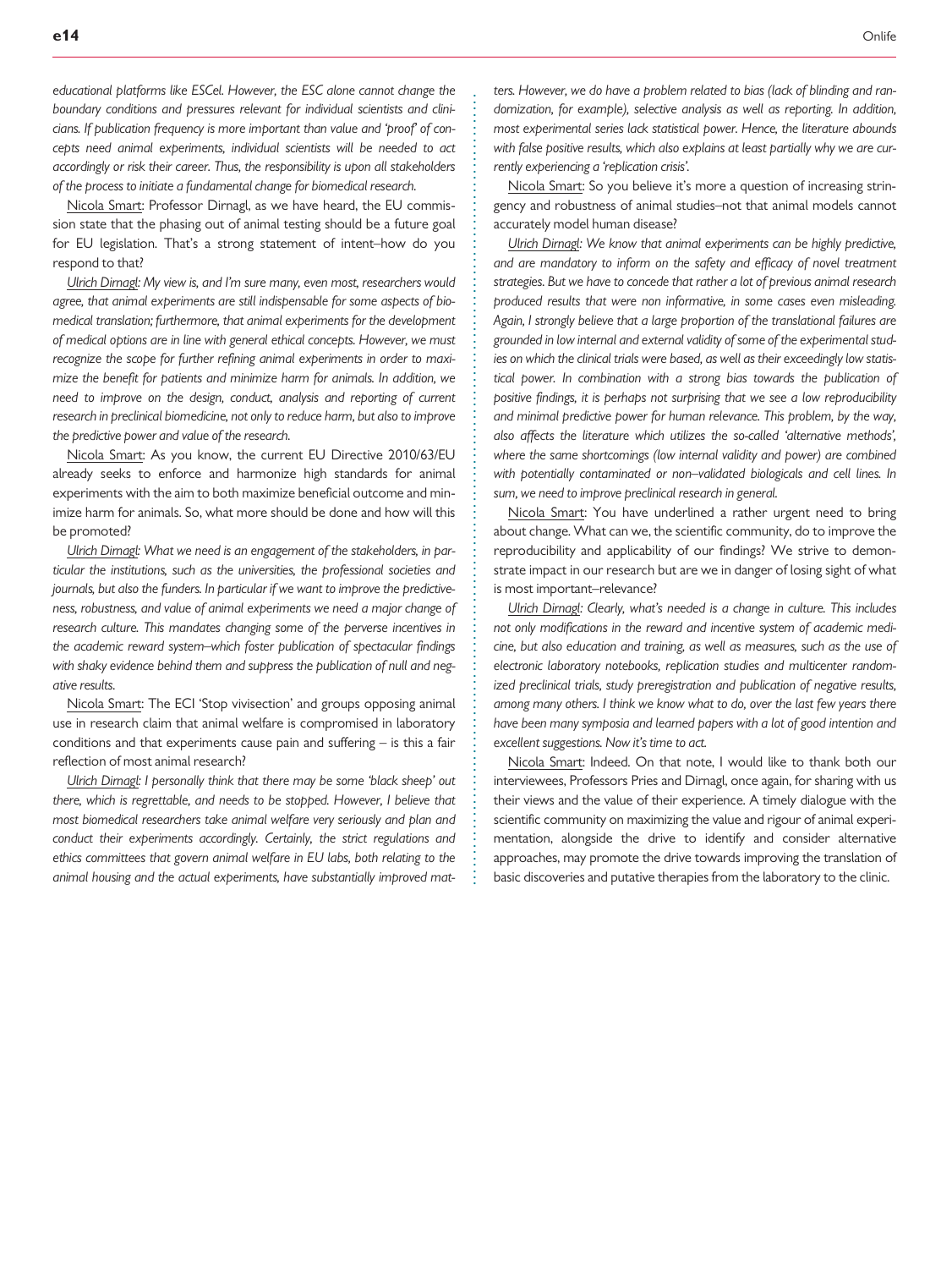*educational platforms like ESCel. However, the ESC alone cannot change the boundary conditions and pressures relevant for individual scientists and clinicians. If publication frequency is more important than value and 'proof' of concepts need animal experiments, individual scientists will be needed to act accordingly or risk their career. Thus, the responsibility is upon all stakeholders of the process to initiate a fundamental change for biomedical research.*

Nicola Smart: Professor Dirnagl, as we have heard, the EU commission state that the phasing out of animal testing should be a future goal for EU legislation. That's a strong statement of intent–how do you respond to that?

*Ulrich Dirnagl: My view is, and I'm sure many, even most, researchers would agree, that animal experiments are still indispensable for some aspects of biomedical translation; furthermore, that animal experiments for the development of medical options are in line with general ethical concepts. However, we must recognize the scope for further refining animal experiments in order to maximize the benefit for patients and minimize harm for animals. In addition, we need to improve on the design, conduct, analysis and reporting of current research in preclinical biomedicine, not only to reduce harm, but also to improve the predictive power and value of the research.*

Nicola Smart: As you know, the current EU Directive 2010/63/EU already seeks to enforce and harmonize high standards for animal experiments with the aim to both maximize beneficial outcome and minimize harm for animals. So, what more should be done and how will this be promoted?

*Ulrich Dirnagl: What we need is an engagement of the stakeholders, in particular the institutions, such as the universities, the professional societies and journals, but also the funders. In particular if we want to improve the predictiveness, robustness, and value of animal experiments we need a major change of research culture. This mandates changing some of the perverse incentives in the academic reward system–which foster publication of spectacular findings with shaky evidence behind them and suppress the publication of null and negative results.*

Nicola Smart: The ECI 'Stop vivisection' and groups opposing animal use in research claim that animal welfare is compromised in laboratory conditions and that experiments cause pain and suffering – is this a fair reflection of most animal research?

*Ulrich Dirnagl: I personally think that there may be some 'black sheep' out there, which is regrettable, and needs to be stopped. However, I believe that most biomedical researchers take animal welfare very seriously and plan and conduct their experiments accordingly. Certainly, the strict regulations and ethics committees that govern animal welfare in EU labs, both relating to the animal housing and the actual experiments, have substantially improved matters. However, we do have a problem related to bias (lack of blinding and randomization, for example), selective analysis as well as reporting. In addition, most experimental series lack statistical power. Hence, the literature abounds with false positive results, which also explains at least partially why we are currently experiencing a 'replication crisis'.*

Nicola Smart: So you believe it's more a question of increasing stringency and robustness of animal studies–not that animal models cannot accurately model human disease?

*Ulrich Dirnagl: We know that animal experiments can be highly predictive, and are mandatory to inform on the safety and efficacy of novel treatment strategies. But we have to concede that rather a lot of previous animal research produced results that were non informative, in some cases even misleading. Again, I strongly believe that a large proportion of the translational failures are grounded in low internal and external validity of some of the experimental studies on which the clinical trials were based, as well as their exceedingly low statistical power. In combination with a strong bias towards the publication of positive findings, it is perhaps not surprising that we see a low reproducibility and minimal predictive power for human relevance. This problem, by the way, also affects the literature which utilizes the so-called 'alternative methods', where the same shortcomings (low internal validity and power) are combined with potentially contaminated or non–validated biologicals and cell lines. In sum, we need to improve preclinical research in general.*

Nicola Smart: You have underlined a rather urgent need to bring about change. What can we, the scientific community, do to improve the reproducibility and applicability of our findings? We strive to demonstrate impact in our research but are we in danger of losing sight of what is most important–relevance?

*Ulrich Dirnagl: Clearly, what's needed is a change in culture. This includes not only modifications in the reward and incentive system of academic medicine, but also education and training, as well as measures, such as the use of electronic laboratory notebooks, replication studies and multicenter randomized preclinical trials, study preregistration and publication of negative results, among many others. I think we know what to do, over the last few years there have been many symposia and learned papers with a lot of good intention and excellent suggestions. Now it's time to act.*

Nicola Smart: Indeed. On that note, I would like to thank both our interviewees, Professors Pries and Dirnagl, once again, for sharing with us their views and the value of their experience. A timely dialogue with the scientific community on maximizing the value and rigour of animal experimentation, alongside the drive to identify and consider alternative approaches, may promote the drive towards improving the translation of basic discoveries and putative therapies from the laboratory to the clinic.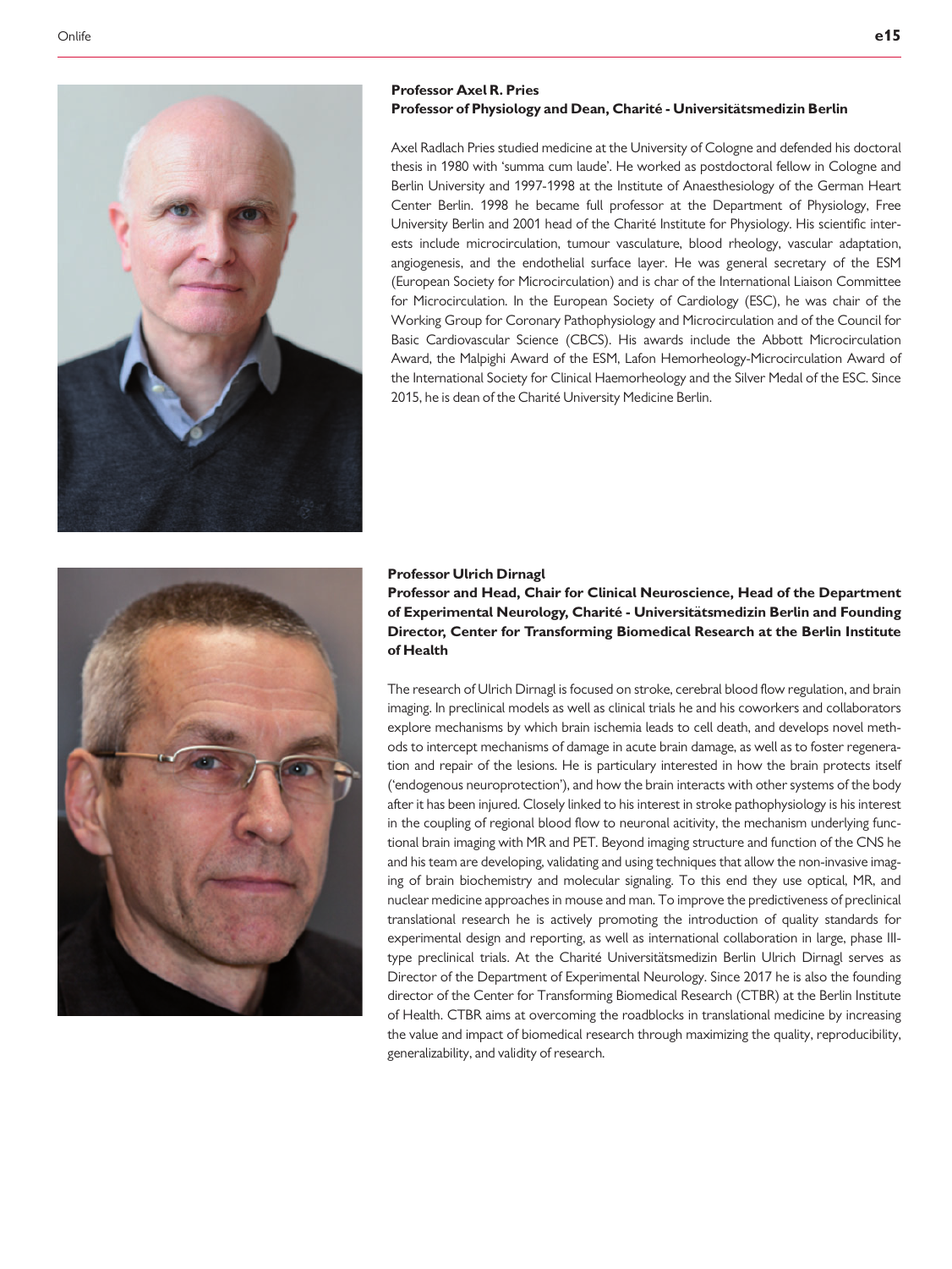**Professor Axel R. Pries**
**Professor of Physiology and Dean, Charité - Universitätsmedizin Berlin**

Axel Radlach Pries studied medicine at the University of Cologne and defended his doctoral thesis in 1980 with 'summa cum laude'. He worked as postdoctoral fellow in Cologne and Berlin University and 1997-1998 at the Institute of Anaesthesiology of the German Heart Center Berlin. 1998 he became full professor at the Department of Physiology, Free University Berlin and 2001 head of the Charité Institute for Physiology. His scientific interests include microcirculation, tumour vasculature, blood rheology, vascular adaptation, angiogenesis, and the endothelial surface layer. He was general secretary of the ESM (European Society for Microcirculation) and is char of the International Liaison Committee for Microcirculation. In the European Society of Cardiology (ESC), he was chair of the Working Group for Coronary Pathophysiology and Microcirculation and of the Council for Basic Cardiovascular Science (CBCS). His awards include the Abbott Microcirculation Award, the Malpighi Award of the ESM, Lafon Hemorheology-Microcirculation Award of the International Society for Clinical Haemorheology and the Silver Medal of the ESC. Since 2015, he is dean of the Charité University Medicine Berlin.

**Professor Ulrich Dirnagl**
**Professor and Head, Chair for Clinical Neuroscience, Head of the Department of Experimental Neurology, Charité - Universitätsmedizin Berlin and Founding Director, Center for Transforming Biomedical Research at the Berlin Institute of Health**

The research of Ulrich Dirnagl is focused on stroke, cerebral blood flow regulation, and brain imaging. In preclinical models as well as clinical trials he and his coworkers and collaborators explore mechanisms by which brain ischemia leads to cell death, and develops novel methods to intercept mechanisms of damage in acute brain damage, as well as to foster regeneration and repair of the lesions. He is particulary interested in how the brain protects itself ('endogenous neuroprotection'), and how the brain interacts with other systems of the body after it has been injured. Closely linked to his interest in stroke pathophysiology is his interest in the coupling of regional blood flow to neuronal acitivity, the mechanism underlying functional brain imaging with MR and PET. Beyond imaging structure and function of the CNS he and his team are developing, validating and using techniques that allow the non-invasive imaging of brain biochemistry and molecular signaling. To this end they use optical, MR, and nuclear medicine approaches in mouse and man. To improve the predictiveness of preclinical translational research he is actively promoting the introduction of quality standards for experimental design and reporting, as well as international collaboration in large, phase III-type preclinical trials. At the Charité Universitätsmedizin Berlin Ulrich Dirnagl serves as Director of the Department of Experimental Neurology. Since 2017 he is also the founding director of the Center for Transforming Biomedical Research (CTBR) at the Berlin Institute of Health. CTBR aims at overcoming the roadblocks in translational medicine by increasing the value and impact of biomedical research through maximizing the quality, reproducibility, generalizability, and validity of research.